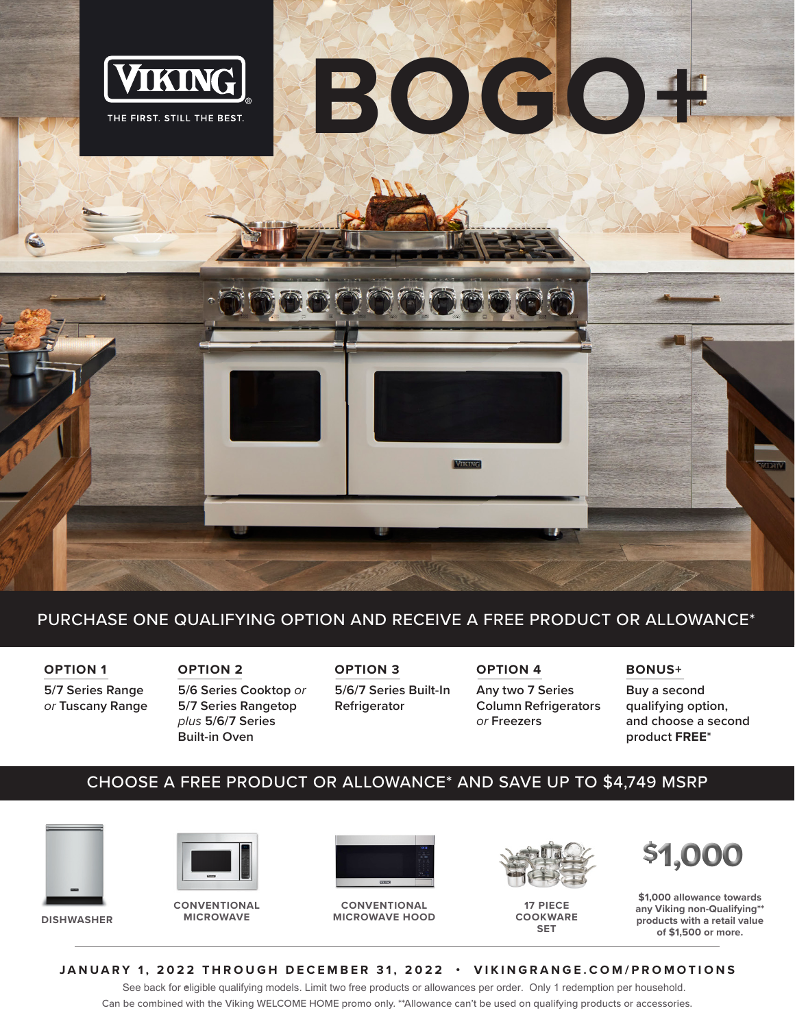**VIKING**®

THE FIRST. STILL THE BEST.

# BOGO+

## PURCHASE ONE QUALIFYING OPTION AND RECEIVE A FREE PRODUCT OR ALLOWANCE*

**OPTION 1**

5/7 Series Range *or* Tuscany Range

**OPTION 2**

5/6 Series Cooktop *or* 5/7 Series Rangetop *plus* 5/6/7 Series Built-in Oven

**OPTION 3**

5/6/7 Series Built-In Refrigerator

**OPTION 4**

Any two 7 Series Column Refrigerators *or* Freezers

**BONUS+**

Buy a second qualifying option, and choose a second product **FREE***

## CHOOSE A FREE PRODUCT OR ALLOWANCE* AND SAVE UP TO $4,749 MSRP

**DISHWASHER**

**CONVENTIONAL MICROWAVE**

**CONVENTIONAL MICROWAVE HOOD**

**17 PIECE COOKWARE SET**

**$1,000**

**$1,000 allowance towards any Viking non-Qualifying** products with a retail value of $1,500 or more.**

---

**JANUARY 1, 2022 THROUGH DECEMBER 31, 2022 • VIKINGRANGE.COM/PROMOTIONS**

See back for eligible qualifying models. Limit two free products or allowances per order. Only 1 redemption per household.
Can be combined with the Viking WELCOME HOME promo only. **Allowance can't be used on qualifying products or accessories.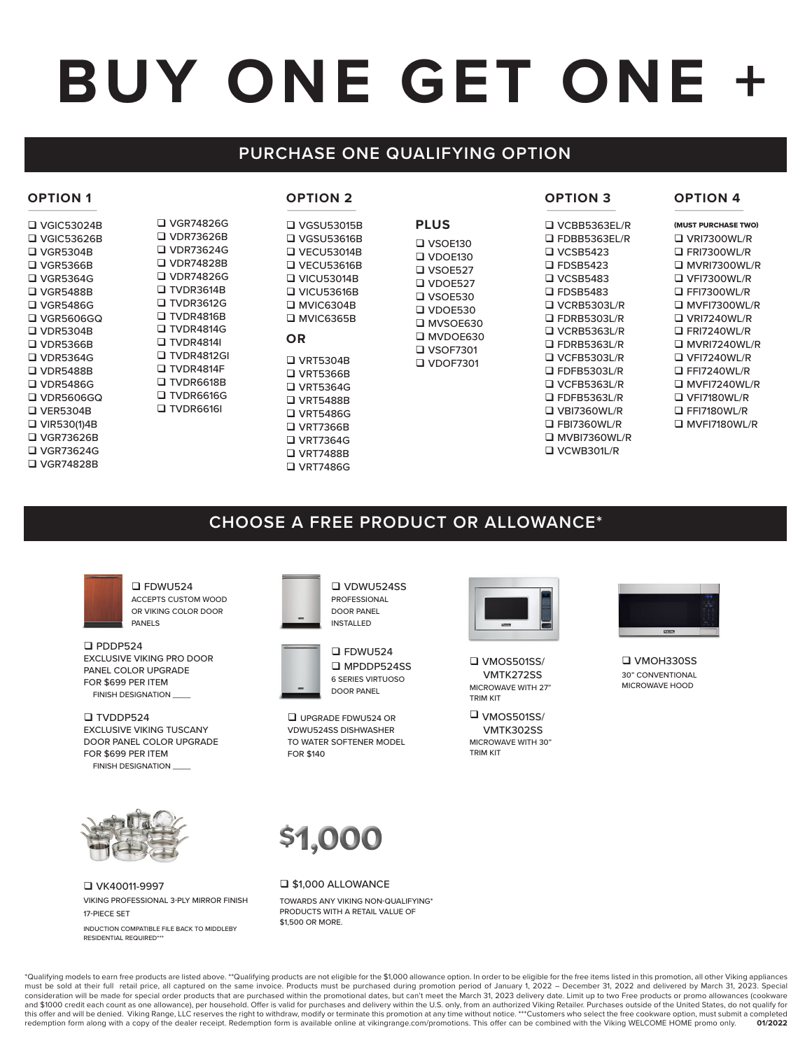# BUY ONE GET ONE +

## PURCHASE ONE QUALIFYING OPTION

### OPTION 1

- ❑ VGIC53024B
- ❑ VGIC53626B
- ❑ VGR5304B
- ❑ VGR5366B
- ❑ VGR5364G
- ❑ VGR5488B
- ❑ VGR5486G
- ❑ VGR5606GQ
- ❑ VDR5304B
- ❑ VDR5366B
- ❑ VDR5364G
- ❑ VDR5488B
- ❑ VDR5486G
- ❑ VDR5606GQ
- ❑ VER5304B
- ❑ VIR530(1)4B
- ❑ VGR73626B
- ❑ VGR73624G
- ❑ VGR74828B
- ❑ VGR74826G
- ❑ VDR73626B
- ❑ VDR73624G
- ❑ VDR74828B
- ❑ VDR74826G
- ❑ TVDR3614B
- ❑ TVDR3612G
- ❑ TVDR4816B
- ❑ TVDR4814G
- ❑ TVDR4814I
- ❑ TVDR4812GI
- ❑ TVDR4814F
- ❑ TVDR6618B
- ❑ TVDR6616G
- ❑ TVDR6616I

### OPTION 2

- ❑ VGSU53015B
- ❑ VGSU53616B
- ❑ VECU53014B
- ❑ VECU53616B
- ❑ VICU53014B
- ❑ VICU53616B
- ❑ MVIC6304B
- ❑ MVIC6365B

**OR**

- ❑ VRT5304B
- ❑ VRT5366B
- ❑ VRT5364G
- ❑ VRT5488B
- ❑ VRT5486G
- ❑ VRT7366B
- ❑ VRT7364G
- ❑ VRT7488B
- ❑ VRT7486G

**PLUS**

- ❑ VSOE130
- ❑ VDOE130
- ❑ VSOE527
- ❑ VDOE527
- ❑ VSOE530
- ❑ VDOE530
- ❑ MVSOE630
- ❑ MVDOE630
- ❑ VSOF7301
- ❑ VDOF7301

### OPTION 3

- ❑ VCBB5363EL/R
- ❑ FDBB5363EL/R
- ❑ VCSB5423
- ❑ FDSB5423
- ❑ VCSB5483
- ❑ FDSB5483
- ❑ VCRB5303L/R
- ❑ FDRB5303L/R
- ❑ VCRB5363L/R
- ❑ FDRB5363L/R
- ❑ VCFB5303L/R
- ❑ FDFB5303L/R
- ❑ VCFB5363L/R
- ❑ FDFB5363L/R
- ❑ VBI7360WL/R
- ❑ FBI7360WL/R
- ❑ MVBI7360WL/R
- ❑ VCWB301L/R

### OPTION 4

**(MUST PURCHASE TWO)**

- ❑ VRI7300WL/R
- ❑ FRI7300WL/R
- ❑ MVRI7300WL/R
- ❑ VFI7300WL/R
- ❑ FFI7300WL/R
- ❑ MVFI7300WL/R
- ❑ VRI7240WL/R
- ❑ FRI7240WL/R
- ❑ MVRI7240WL/R
- ❑ VFI7240WL/R
- ❑ FFI7240WL/R
- ❑ MVFI7240WL/R
- ❑ VFI7180WL/R
- ❑ FFI7180WL/R
- ❑ MVFI7180WL/R

## CHOOSE A FREE PRODUCT OR ALLOWANCE*

❑ FDWU524
ACCEPTS CUSTOM WOOD OR VIKING COLOR DOOR PANELS

❑ PDDP524
EXCLUSIVE VIKING PRO DOOR PANEL COLOR UPGRADE FOR $699 PER ITEM
FINISH DESIGNATION _____

❑ TVDDP524
EXCLUSIVE VIKING TUSCANY DOOR PANEL COLOR UPGRADE FOR $699 PER ITEM
FINISH DESIGNATION _____

❑ VDWU524SS
PROFESSIONAL DOOR PANEL INSTALLED

❑ FDWU524
❑ MPDDP524SS
6 SERIES VIRTUOSO DOOR PANEL

❑ UPGRADE FDWU524 OR VDWU524SS DISHWASHER TO WATER SOFTENER MODEL FOR $140

❑ VMOS501SS/ VMTK272SS
MICROWAVE WITH 27" TRIM KIT

❑ VMOS501SS/ VMTK302SS
MICROWAVE WITH 30" TRIM KIT

❑ VMOH330SS
30" CONVENTIONAL MICROWAVE HOOD

❑ VK40011-9997
VIKING PROFESSIONAL 3-PLY MIRROR FINISH 17-PIECE SET
INDUCTION COMPATIBLE FILE BACK TO MIDDLEBY RESIDENTIAL REQUIRED***

$1,000

❑ $1,000 ALLOWANCE
TOWARDS ANY VIKING NON-QUALIFYING* PRODUCTS WITH A RETAIL VALUE OF $1,500 OR MORE.

*Qualifying models to earn free products are listed above. **Qualifying products are not eligible for the $1,000 allowance option. In order to be eligible for the free items listed in this promotion, all other Viking appliances must be sold at their full retail price, all captured on the same invoice. Products must be purchased during promotion period of January 1, 2022 – December 31, 2022 and delivered by March 31, 2023. Special consideration will be made for special order products that are purchased within the promotional dates, but can't meet the March 31, 2023 delivery date. Limit up to two Free products or promo allowances (cookware and $1000 credit each count as one allowance), per household. Offer is valid for purchases and delivery within the U.S. only, from an authorized Viking Retailer. Purchases outside of the United States, do not qualify for this offer and will be denied. Viking Range, LLC reserves the right to withdraw, modify or terminate this promotion at any time without notice. ***Customers who select the free cookware option, must submit a completed redemption form along with a copy of the dealer receipt. Redemption form is available online at vikingrange.com/promotions. This offer can be combined with the Viking WELCOME HOME promo only. **01/2022**